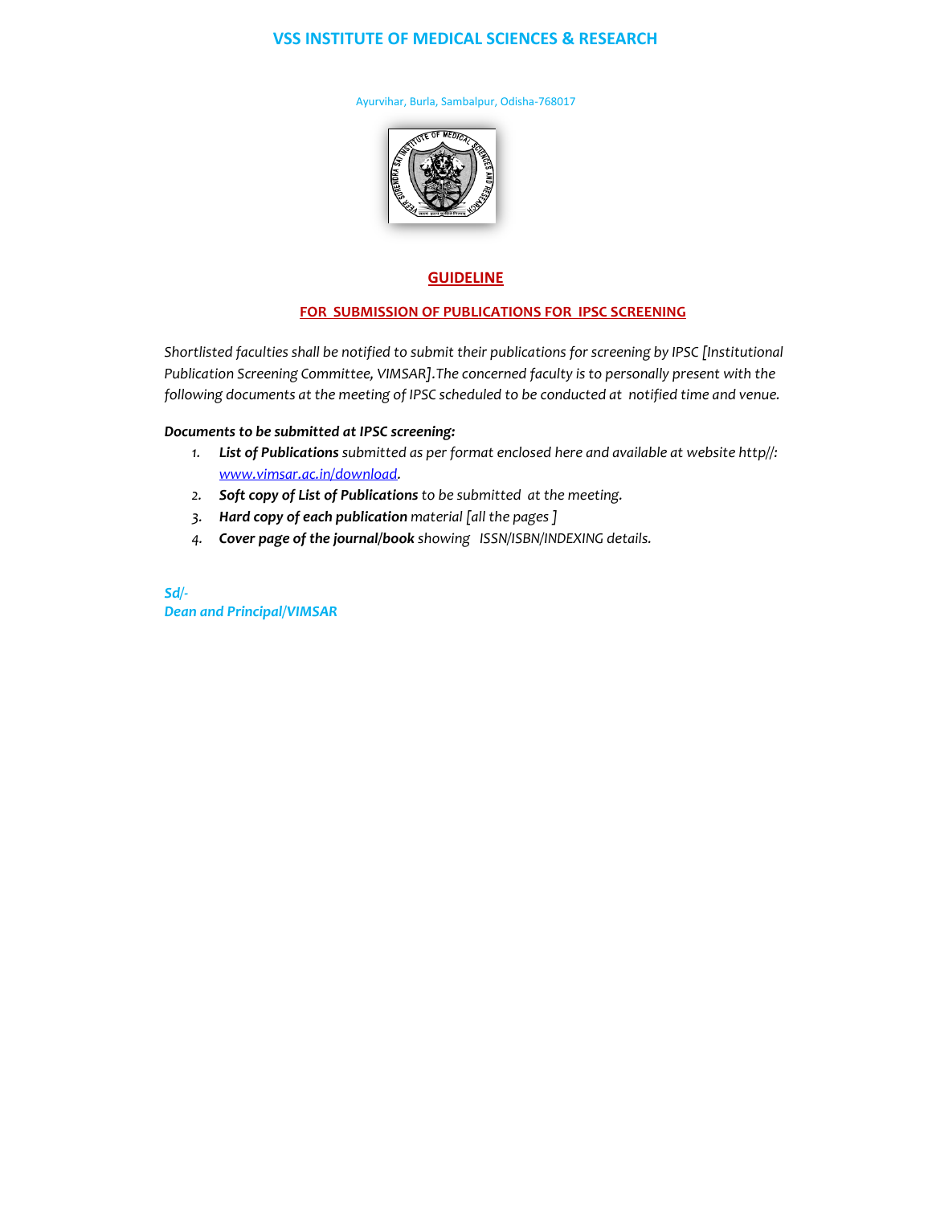# VSS INSTITUTE OF MEDICAL SCIENCES & RESEARCH

Ayurvihar, Burla, Sambalpur, Odisha-768017

## GUIDELINE

### FOR SUBMISSION OF PUBLICATIONS FOR IPSC SCREENING

*Shortlisted faculties shall be notified to submit their publications for screening by IPSC [Institutional Publication Screening Committee, VIMSAR].The concerned faculty is to personally present with the following documents at the meeting of IPSC scheduled to be conducted at notified time and venue.*

***Documents to be submitted at IPSC screening:***

1. ***List of Publications*** *submitted as per format enclosed here and available at website http//: [www.vimsar.ac.in/download](http://www.vimsar.ac.in/download).*
2. ***Soft copy of List of Publications*** *to be submitted at the meeting.*
3. ***Hard copy of each publication*** *material [all the pages ]*
4. ***Cover page of the journal/book*** *showing ISSN/ISBN/INDEXING details.*

***Sd/-***
***Dean and Principal/VIMSAR***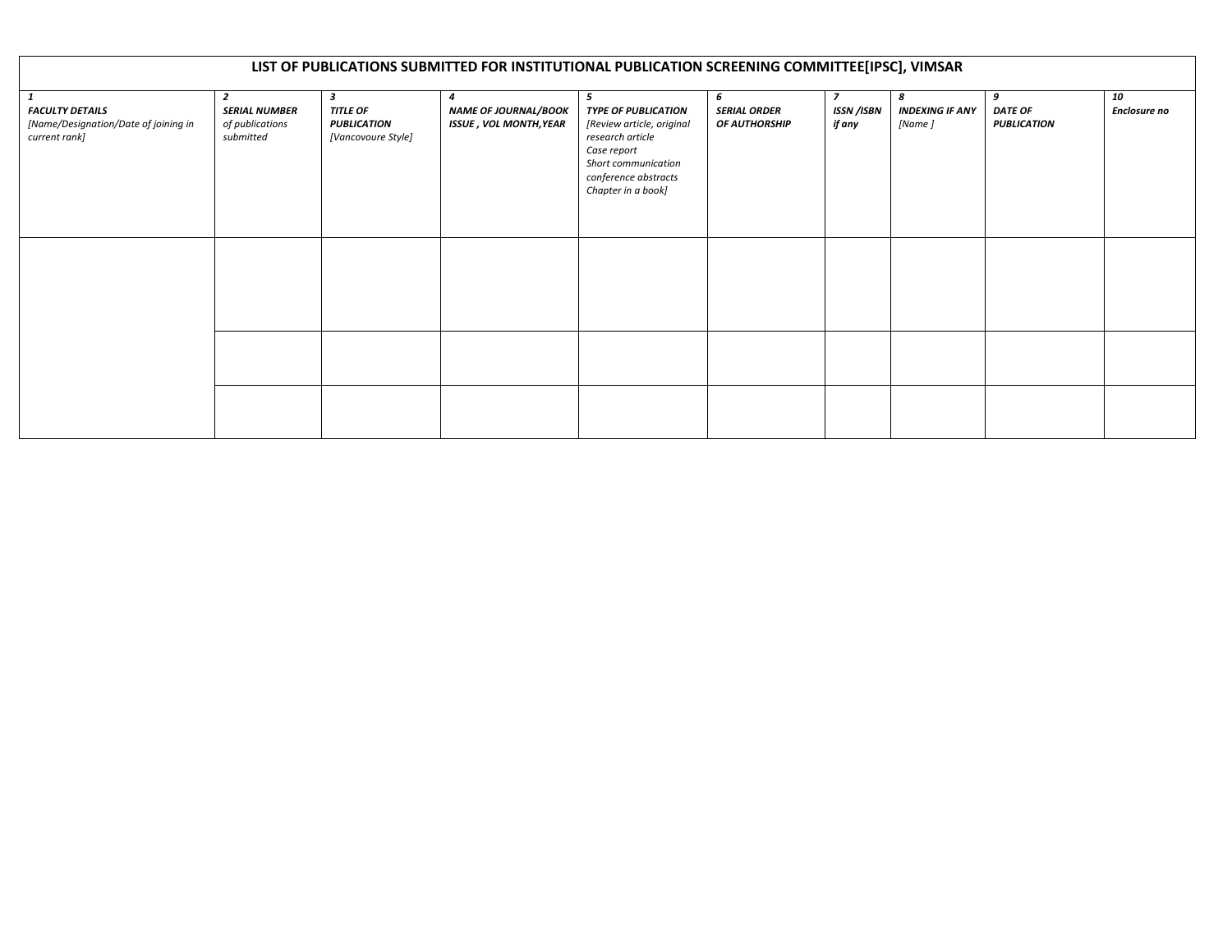**LIST OF PUBLICATIONS SUBMITTED FOR INSTITUTIONAL PUBLICATION SCREENING COMMITTEE[IPSC], VIMSAR**

| *1* ***FACULTY DETAILS*** *[Name/Designation/Date of joining in current rank]* | *2* ***SERIAL NUMBER*** *of publications submitted* | *3* ***TITLE OF PUBLICATION*** *[Vancovoure Style]* | *4* ***NAME OF JOURNAL/BOOK ISSUE , VOL MONTH,YEAR*** | *5* ***TYPE OF PUBLICATION*** *[Review article, original research article Case report Short communication conference abstracts Chapter in a book]* | *6* ***SERIAL ORDER OF AUTHORSHIP*** | *7* ***ISSN /ISBN if any*** | *8* ***INDEXING IF ANY*** *[Name ]* | *9* ***DATE OF PUBLICATION*** | *10* ***Enclosure no*** |
|---|---|---|---|---|---|---|---|---|---|
| | | | | | | | | | |
| | | | | | | | | | |
| | | | | | | | | | |